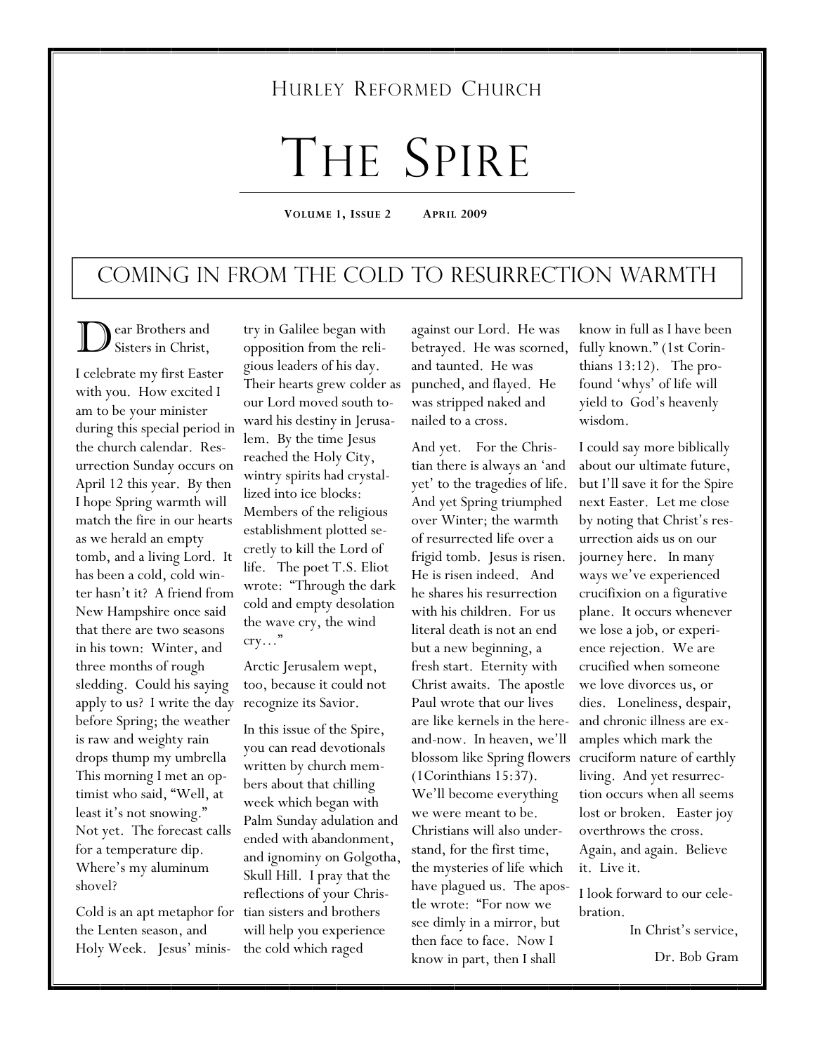Hurley Reformed Church

# The Spire

**Volume 1, Issue 2 April 2009**

## Coming in from the Cold to Resurrection Warmth

Dear Brothers and Sisters in Christ,

I celebrate my first Easter with you. How excited I am to be your minister during this special period in the church calendar. Resurrection Sunday occurs on April 12 this year. By then I hope Spring warmth will match the fire in our hearts as we herald an empty tomb, and a living Lord. It has been a cold, cold winter hasn't it? A friend from New Hampshire once said that there are two seasons in his town: Winter, and three months of rough sledding. Could his saying apply to us? I write the day before Spring; the weather is raw and weighty rain drops thump my umbrella This morning I met an optimist who said, "Well, at least it's not snowing." Not yet. The forecast calls for a temperature dip. Where's my aluminum shovel?

Cold is an apt metaphor for the Lenten season, and Holy Week. Jesus' ministry in Galilee began with opposition from the religious leaders of his day. Their hearts grew colder as our Lord moved south toward his destiny in Jerusalem. By the time Jesus reached the Holy City, wintry spirits had crystallized into ice blocks: Members of the religious establishment plotted secretly to kill the Lord of life. The poet T.S. Eliot wrote: "Through the dark cold and empty desolation the wave cry, the wind cry…"

Arctic Jerusalem wept, too, because it could not recognize its Savior.

In this issue of the Spire, you can read devotionals written by church members about that chilling week which began with Palm Sunday adulation and ended with abandonment, and ignominy on Golgotha, Skull Hill. I pray that the reflections of your Christian sisters and brothers will help you experience the cold which raged against our Lord. He was betrayed. He was scorned, and taunted. He was punched, and flayed. He was stripped naked and nailed to a cross.

And yet. For the Christian there is always an 'and yet' to the tragedies of life. And yet Spring triumphed over Winter; the warmth of resurrected life over a frigid tomb. Jesus is risen. He is risen indeed. And he shares his resurrection with his children. For us literal death is not an end but a new beginning, a fresh start. Eternity with Christ awaits. The apostle Paul wrote that our lives are like kernels in the here-and-now. In heaven, we'll blossom like Spring flowers (1Corinthians 15:37). We'll become everything we were meant to be. Christians will also understand, for the first time, the mysteries of life which have plagued us. The apostle wrote: "For now we see dimly in a mirror, but then face to face. Now I know in part, then I shall know in full as I have been fully known." (1st Corinthians 13:12). The profound 'whys' of life will yield to God's heavenly wisdom.

I could say more biblically about our ultimate future, but I'll save it for the Spire next Easter. Let me close by noting that Christ's resurrection aids us on our journey here. In many ways we've experienced crucifixion on a figurative plane. It occurs whenever we lose a job, or experience rejection. We are crucified when someone we love divorces us, or dies. Loneliness, despair, and chronic illness are examples which mark the cruciform nature of earthly living. And yet resurrection occurs when all seems lost or broken. Easter joy overthrows the cross. Again, and again. Believe it. Live it.

I look forward to our celebration.

In Christ's service,

Dr. Bob Gram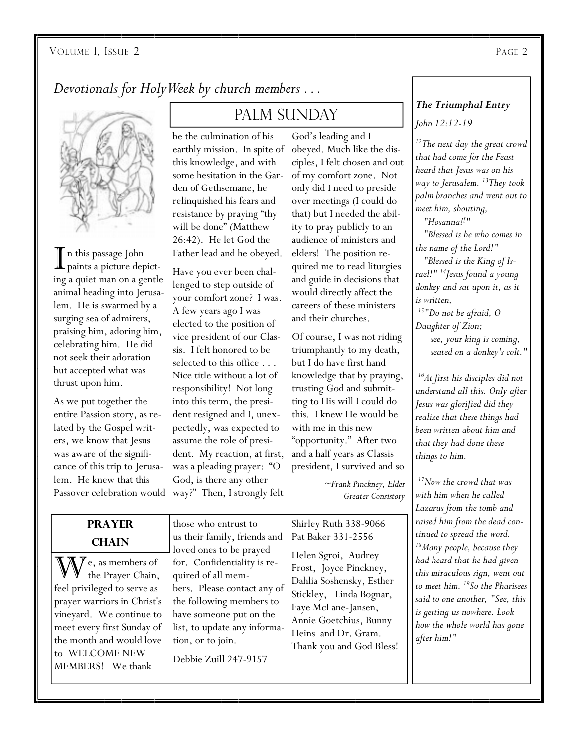## *Devotionals for Holy Week by church members . . .*

## PALM SUNDAY

In this passage John paints a picture depicting a quiet man on a gentle animal heading into Jerusalem. He is swarmed by a surging sea of admirers, praising him, adoring him, celebrating him. He did not seek their adoration but accepted what was thrust upon him.

As we put together the entire Passion story, as related by the Gospel writers, we know that Jesus was aware of the significance of this trip to Jerusalem. He knew that this Passover celebration would be the culmination of his earthly mission. In spite of this knowledge, and with some hesitation in the Garden of Gethsemane, he relinquished his fears and resistance by praying "thy will be done" (Matthew 26:42). He let God the Father lead and he obeyed.

Have you ever been challenged to step outside of your comfort zone? I was. A few years ago I was elected to the position of vice president of our Classis. I felt honored to be selected to this office . . . Nice title without a lot of responsibility! Not long into this term, the president resigned and I, unexpectedly, was expected to assume the role of president. My reaction, at first, was a pleading prayer: "O God, is there any other way?" Then, I strongly felt God's leading and I obeyed. Much like the disciples, I felt chosen and out of my comfort zone. Not only did I need to preside over meetings (I could do that) but I needed the ability to pray publicly to an audience of ministers and elders! The position required me to read liturgies and guide in decisions that would directly affect the careers of these ministers and their churches.

Of course, I was not riding triumphantly to my death, but I do have first hand knowledge that by praying, trusting God and submitting to His will I could do this. I knew He would be with me in this new "opportunity." After two and a half years as Classis president, I survived and so

*~Frank Pinckney, Elder*
*Greater Consistory*

### ***The Triumphal Entry***

*John 12:12-19*

*[12]The next day the great crowd that had come for the Feast heard that Jesus was on his way to Jerusalem. [13]They took palm branches and went out to meet him, shouting,*
*"Hosanna!"*
*"Blessed is he who comes in the name of the Lord!"*
*"Blessed is the King of Israel!" [14]Jesus found a young donkey and sat upon it, as it is written,*
*[15]"Do not be afraid, O Daughter of Zion;*
*see, your king is coming,*
*seated on a donkey's colt."*

*[16]At first his disciples did not understand all this. Only after Jesus was glorified did they realize that these things had been written about him and that they had done these things to him.*

*[17]Now the crowd that was with him when he called Lazarus from the tomb and raised him from the dead continued to spread the word. [18]Many people, because they had heard that he had given this miraculous sign, went out to meet him. [19]So the Pharisees said to one another, "See, this is getting us nowhere. Look how the whole world has gone after him!"*

### PRAYER CHAIN

We, as members of the Prayer Chain, feel privileged to serve as prayer warriors in Christ's vineyard. We continue to meet every first Sunday of the month and would love to WELCOME NEW MEMBERS! We thank those who entrust to us their family, friends and loved ones to be prayed for. Confidentiality is required of all members. Please contact any of the following members to have someone put on the list, to update any information, or to join.

Debbie Zuill 247-9157
Shirley Ruth 338-9066
Pat Baker 331-2556

Helen Sgroi, Audrey Frost, Joyce Pinckney, Dahlia Soshensky, Esther Stickley, Linda Bognar, Faye McLane-Jansen, Annie Goetchius, Bunny Heins and Dr. Gram. Thank you and God Bless!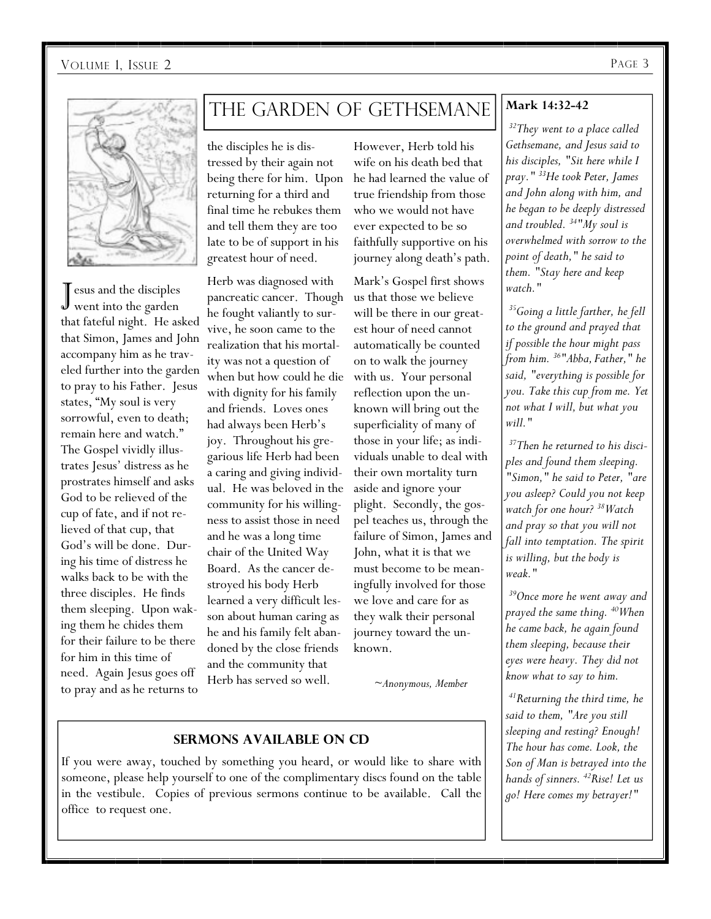# The Garden of Gethsemane

Jesus and the disciples went into the garden that fateful night. He asked that Simon, James and John accompany him as he traveled further into the garden to pray to his Father. Jesus states, "My soul is very sorrowful, even to death; remain here and watch." The Gospel vividly illustrates Jesus' distress as he prostrates himself and asks God to be relieved of the cup of fate, and if not relieved of that cup, that God's will be done. During his time of distress he walks back to be with the three disciples. He finds them sleeping. Upon waking them he chides them for their failure to be there for him in this time of need. Again Jesus goes off to pray and as he returns to the disciples he is distressed by their again not being there for him. Upon returning for a third and final time he rebukes them and tell them they are too late to be of support in his greatest hour of need.

Herb was diagnosed with pancreatic cancer. Though he fought valiantly to survive, he soon came to the realization that his mortality was not a question of when but how could he die with dignity for his family and friends. Loves ones had always been Herb's joy. Throughout his gregarious life Herb had been a caring and giving individual. He was beloved in the community for his willingness to assist those in need and he was a long time chair of the United Way Board. As the cancer destroyed his body Herb learned a very difficult lesson about human caring as he and his family felt abandoned by the close friends and the community that Herb has served so well.

However, Herb told his wife on his death bed that he had learned the value of true friendship from those who we would not have ever expected to be so faithfully supportive on his journey along death's path.

Mark's Gospel first shows us that those we believe will be there in our greatest hour of need cannot automatically be counted on to walk the journey with us. Your personal reflection upon the unknown will bring out the superficiality of many of those in your life; as individuals unable to deal with their own mortality turn aside and ignore your plight. Secondly, the gospel teaches us, through the failure of Simon, James and John, what it is that we must become to be meaningfully involved for those we love and care for as they walk their personal journey toward the unknown.

*~Anonymous, Member*

**Mark 14:32-42**

*[32]They went to a place called Gethsemane, and Jesus said to his disciples, "Sit here while I pray." [33]He took Peter, James and John along with him, and he began to be deeply distressed and troubled. [34]"My soul is overwhelmed with sorrow to the point of death," he said to them. "Stay here and keep watch."*

*[35]Going a little farther, he fell to the ground and prayed that if possible the hour might pass from him. [36]"Abba, Father," he said, "everything is possible for you. Take this cup from me. Yet not what I will, but what you will."*

*[37]Then he returned to his disciples and found them sleeping. "Simon," he said to Peter, "are you asleep? Could you not keep watch for one hour? [38]Watch and pray so that you will not fall into temptation. The spirit is willing, but the body is weak."*

*[39]Once more he went away and prayed the same thing. [40]When he came back, he again found them sleeping, because their eyes were heavy. They did not know what to say to him.*

*[41]Returning the third time, he said to them, "Are you still sleeping and resting? Enough! The hour has come. Look, the Son of Man is betrayed into the hands of sinners. [42]Rise! Let us go! Here comes my betrayer!"*

## Sermons Available on CD

If you were away, touched by something you heard, or would like to share with someone, please help yourself to one of the complimentary discs found on the table in the vestibule. Copies of previous sermons continue to be available. Call the office to request one.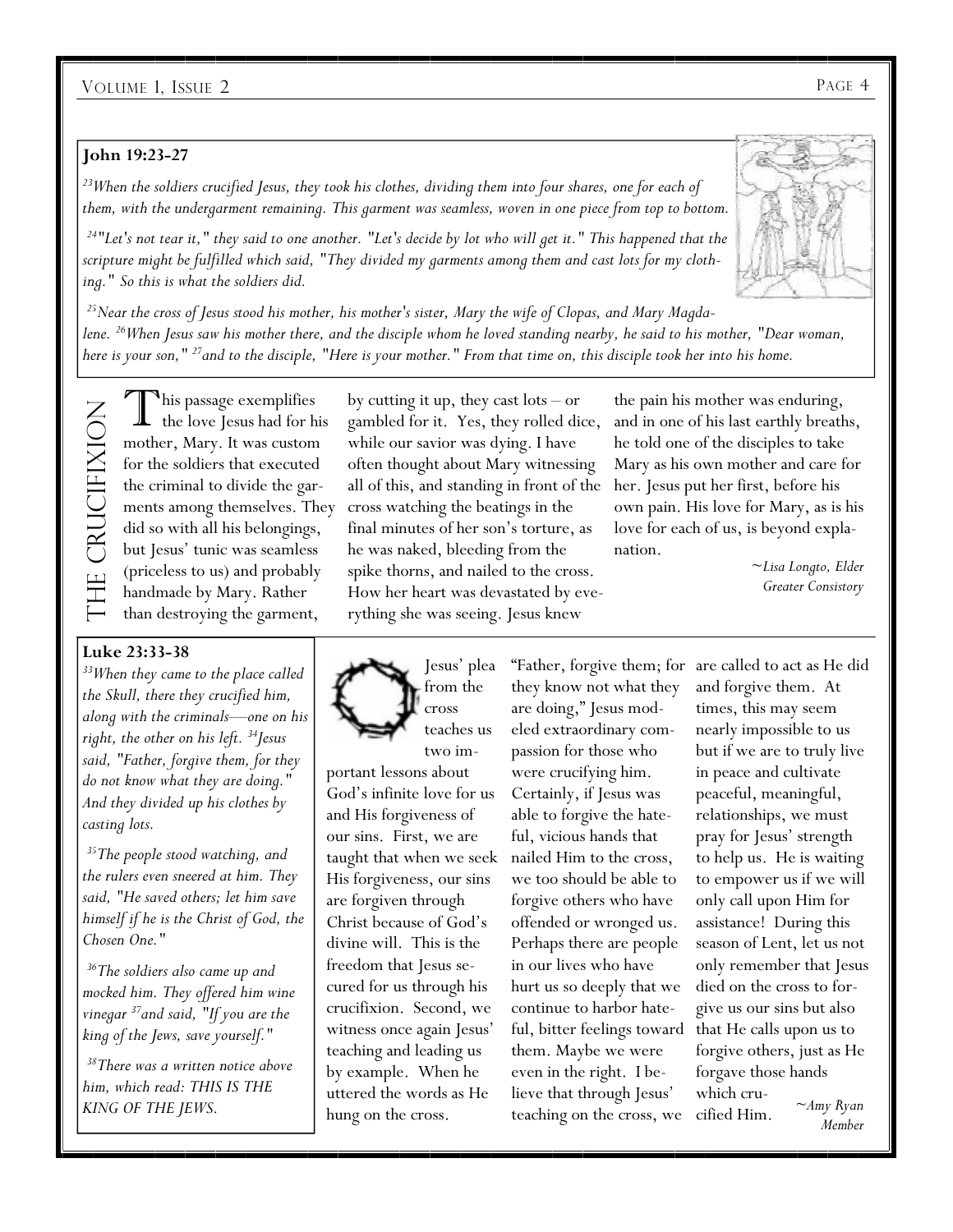**John 19:23-27**

*[23]When the soldiers crucified Jesus, they took his clothes, dividing them into four shares, one for each of them, with the undergarment remaining. This garment was seamless, woven in one piece from top to bottom.*

*[24]"Let's not tear it," they said to one another. "Let's decide by lot who will get it." This happened that the scripture might be fulfilled which said, "They divided my garments among them and cast lots for my clothing." So this is what the soldiers did.*

*[25]Near the cross of Jesus stood his mother, his mother's sister, Mary the wife of Clopas, and Mary Magdalene. [26]When Jesus saw his mother there, and the disciple whom he loved standing nearby, he said to his mother, "Dear woman, here is your son," [27]and to the disciple, "Here is your mother." From that time on, this disciple took her into his home.*

## The Crucifixion

This passage exemplifies the love Jesus had for his mother, Mary. It was custom for the soldiers that executed the criminal to divide the garments among themselves. They did so with all his belongings, but Jesus' tunic was seamless (priceless to us) and probably handmade by Mary. Rather than destroying the garment, by cutting it up, they cast lots – or gambled for it. Yes, they rolled dice, while our savior was dying. I have often thought about Mary witnessing all of this, and standing in front of the cross watching the beatings in the final minutes of her son's torture, as he was naked, bleeding from the spike thorns, and nailed to the cross. How her heart was devastated by everything she was seeing. Jesus knew the pain his mother was enduring, and in one of his last earthly breaths, he told one of the disciples to take Mary as his own mother and care for her. Jesus put her first, before his own pain. His love for Mary, as is his love for each of us, is beyond explanation.

*~Lisa Longto, Elder*
*Greater Consistory*

**Luke 23:33-38**

*[33]When they came to the place called the Skull, there they crucified him, along with the criminals—one on his right, the other on his left. [34]Jesus said, "Father, forgive them, for they do not know what they are doing." And they divided up his clothes by casting lots.*

*[35]The people stood watching, and the rulers even sneered at him. They said, "He saved others; let him save himself if he is the Christ of God, the Chosen One."*

*[36]The soldiers also came up and mocked him. They offered him wine vinegar [37]and said, "If you are the king of the Jews, save yourself."*

*[38]There was a written notice above him, which read: THIS IS THE KING OF THE JEWS.*

Jesus' plea from the cross teaches us two important lessons about God's infinite love for us and His forgiveness of our sins. First, we are taught that when we seek His forgiveness, our sins are forgiven through Christ because of God's divine will. This is the freedom that Jesus secured for us through his crucifixion. Second, we witness once again Jesus' teaching and leading us by example. When he uttered the words as He hung on the cross. "Father, forgive them; for they know not what they are doing," Jesus modeled extraordinary compassion for those who were crucifying him. Certainly, if Jesus was able to forgive the hateful, vicious hands that nailed Him to the cross, we too should be able to forgive others who have offended or wronged us. Perhaps there are people in our lives who have hurt us so deeply that we continue to harbor hateful, bitter feelings toward them. Maybe we were even in the right. I believe that through Jesus' teaching on the cross, we are called to act as He did and forgive them. At times, this may seem nearly impossible to us but if we are to truly live in peace and cultivate peaceful, meaningful, relationships, we must pray for Jesus' strength to help us. He is waiting to empower us if we will only call upon Him for assistance! During this season of Lent, let us not only remember that Jesus died on the cross to forgive us our sins but also that He calls upon us to forgive others, just as He forgave those hands which crucified Him.

*~Amy Ryan*
*Member*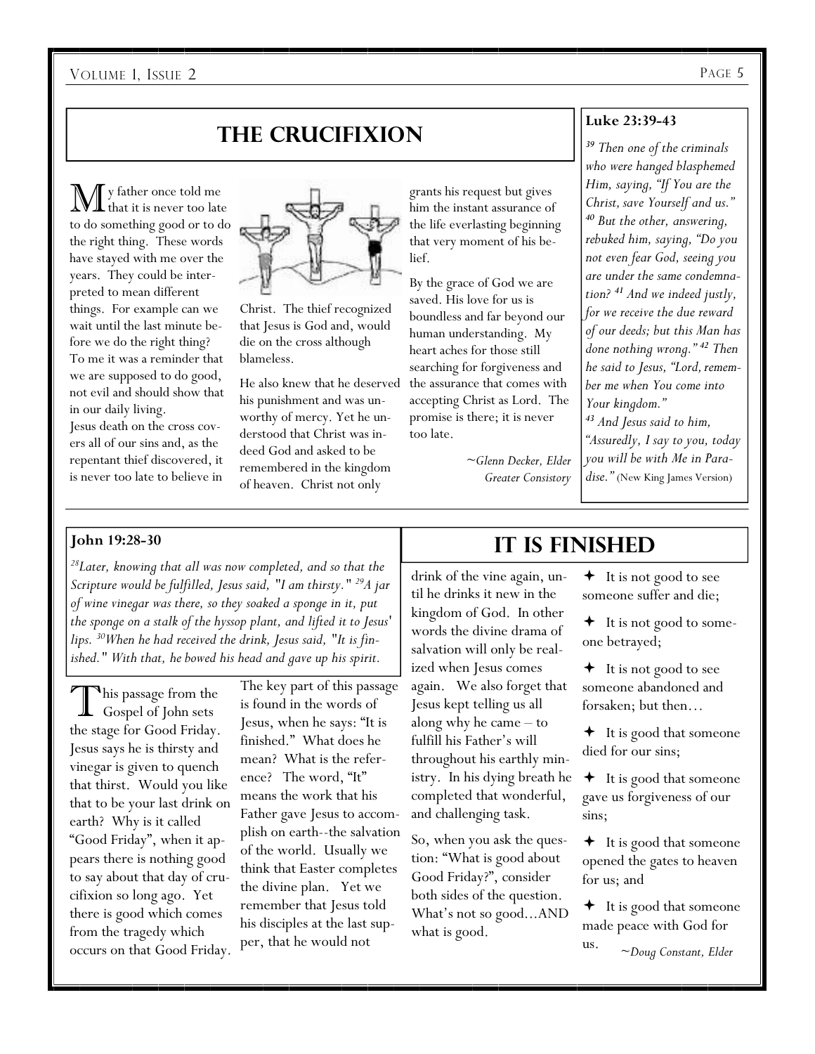## The Crucifixion

My father once told me that it is never too late to do something good or to do the right thing. These words have stayed with me over the years. They could be interpreted to mean different things. For example can we wait until the last minute before we do the right thing? To me it was a reminder that we are supposed to do good, not evil and should show that in our daily living.

Jesus death on the cross covers all of our sins and, as the repentant thief discovered, it is never too late to believe in Christ. The thief recognized that Jesus is God and, would die on the cross although blameless.

He also knew that he deserved his punishment and was unworthy of mercy. Yet he understood that Christ was indeed God and asked to be remembered in the kingdom of heaven. Christ not only grants his request but gives him the instant assurance of the life everlasting beginning that very moment of his belief.

By the grace of God we are saved. His love for us is boundless and far beyond our human understanding. My heart aches for those still searching for forgiveness and the assurance that comes with accepting Christ as Lord. The promise is there; it is never too late.

*~Glenn Decker, Elder*
*Greater Consistory*

**Luke 23:39-43**

*[39] Then one of the criminals who were hanged blasphemed Him, saying, "If You are the Christ, save Yourself and us." [40] But the other, answering, rebuked him, saying, "Do you not even fear God, seeing you are under the same condemnation? [41] And we indeed justly, for we receive the due reward of our deeds; but this Man has done nothing wrong." [42] Then he said to Jesus, "Lord, remember me when You come into Your kingdom." [43] And Jesus said to him, "Assuredly, I say to you, today you will be with Me in Paradise."* (New King James Version)

**John 19:28-30**

*[28]Later, knowing that all was now completed, and so that the Scripture would be fulfilled, Jesus said, "I am thirsty." [29]A jar of wine vinegar was there, so they soaked a sponge in it, put the sponge on a stalk of the hyssop plant, and lifted it to Jesus' lips. [30]When he had received the drink, Jesus said, "It is finished." With that, he bowed his head and gave up his spirit.*

## It Is Finished

This passage from the Gospel of John sets the stage for Good Friday. Jesus says he is thirsty and vinegar is given to quench that thirst. Would you like that to be your last drink on earth? Why is it called "Good Friday", when it appears there is nothing good to say about that day of crucifixion so long ago. Yet there is good which comes from the tragedy which occurs on that Good Friday.

The key part of this passage is found in the words of Jesus, when he says: "It is finished." What does he mean? What is the reference? The word, "It" means the work that his Father gave Jesus to accomplish on earth--the salvation of the world. Usually we think that Easter completes the divine plan. Yet we remember that Jesus told his disciples at the last supper, that he would not drink of the vine again, until he drinks it new in the kingdom of God. In other words the divine drama of salvation will only be realized when Jesus comes again. We also forget that Jesus kept telling us all along why he came – to fulfill his Father's will throughout his earthly ministry. In his dying breath he completed that wonderful, and challenging task.

So, when you ask the question: "What is good about Good Friday?", consider both sides of the question. What's not so good…AND what is good.

- It is not good to see someone suffer and die;
- It is not good to someone betrayed;
- It is not good to see someone abandoned and forsaken; but then…
- It is good that someone died for our sins;
- It is good that someone gave us forgiveness of our sins;
- It is good that someone opened the gates to heaven for us; and
- It is good that someone made peace with God for us.

*~Doug Constant, Elder*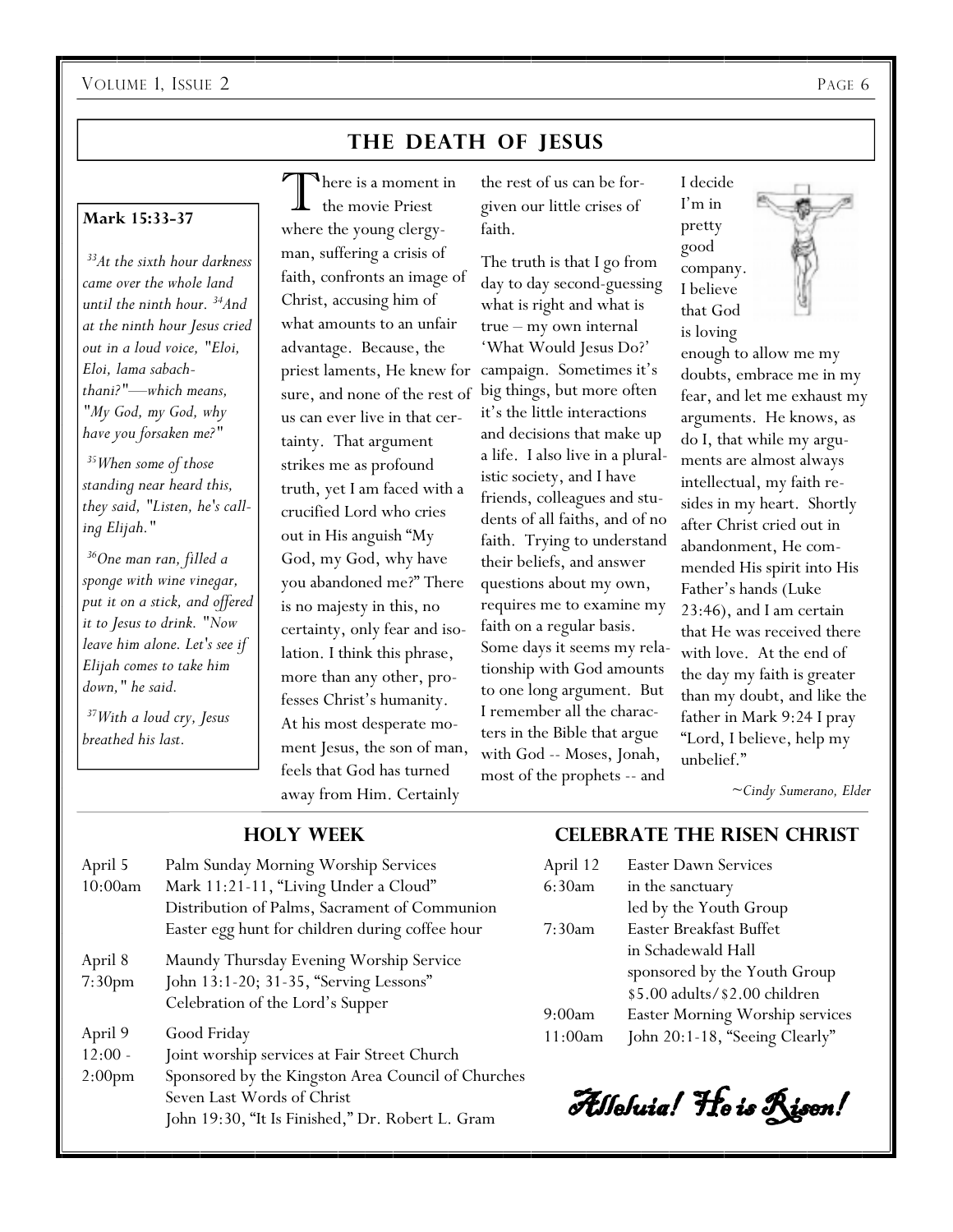## THE DEATH OF JESUS

**Mark 15:33-37**

*[33]At the sixth hour darkness came over the whole land until the ninth hour. [34]And at the ninth hour Jesus cried out in a loud voice, "Eloi, Eloi, lama sabachthani?"—which means, "My God, my God, why have you forsaken me?"*

*[35]When some of those standing near heard this, they said, "Listen, he's calling Elijah."*

*[36]One man ran, filled a sponge with wine vinegar, put it on a stick, and offered it to Jesus to drink. "Now leave him alone. Let's see if Elijah comes to take him down," he said.*

*[37]With a loud cry, Jesus breathed his last.*

There is a moment in the movie Priest where the young clergyman, suffering a crisis of faith, confronts an image of Christ, accusing him of what amounts to an unfair advantage. Because, the priest laments, He knew for sure, and none of the rest of us can ever live in that certainty. That argument strikes me as profound truth, yet I am faced with a crucified Lord who cries out in His anguish "My God, my God, why have you abandoned me?" There is no majesty in this, no certainty, only fear and isolation. I think this phrase, more than any other, professes Christ's humanity. At his most desperate moment Jesus, the son of man, feels that God has turned away from Him. Certainly the rest of us can be forgiven our little crises of faith.

The truth is that I go from day to day second-guessing what is right and what is true – my own internal 'What Would Jesus Do?' campaign. Sometimes it's big things, but more often it's the little interactions and decisions that make up a life. I also live in a pluralistic society, and I have friends, colleagues and students of all faiths, and of no faith. Trying to understand their beliefs, and answer questions about my own, requires me to examine my faith on a regular basis. Some days it seems my relationship with God amounts to one long argument. But I remember all the characters in the Bible that argue with God -- Moses, Jonah, most of the prophets -- and I decide I'm in pretty good company. I believe that God is loving enough to allow me my doubts, embrace me in my fear, and let me exhaust my arguments. He knows, as do I, that while my arguments are almost always intellectual, my faith resides in my heart. Shortly after Christ cried out in abandonment, He commended His spirit into His Father's hands (Luke 23:46), and I am certain that He was received there with love. At the end of the day my faith is greater than my doubt, and like the father in Mark 9:24 I pray "Lord, I believe, help my unbelief."

*~Cindy Sumerano, Elder*

## HOLY WEEK

| | |
|---|---|
| April 5<br>10:00am | Palm Sunday Morning Worship Services<br>Mark 11:21-11, "Living Under a Cloud"<br>Distribution of Palms, Sacrament of Communion<br>Easter egg hunt for children during coffee hour |
| April 8<br>7:30pm | Maundy Thursday Evening Worship Service<br>John 13:1-20; 31-35, "Serving Lessons"<br>Celebration of the Lord's Supper |
| April 9<br>12:00 - 2:00pm | Good Friday<br>Joint worship services at Fair Street Church<br>Sponsored by the Kingston Area Council of Churches<br>Seven Last Words of Christ<br>John 19:30, "It Is Finished," Dr. Robert L. Gram |

## CELEBRATE THE RISEN CHRIST

| | |
|---|---|
| April 12<br>6:30am | Easter Dawn Services<br>in the sanctuary<br>led by the Youth Group |
| 7:30am | Easter Breakfast Buffet<br>in Schadewald Hall<br>sponsored by the Youth Group<br>$5.00 adults/$2.00 children |
| 9:00am<br>11:00am | Easter Morning Worship services<br>John 20:1-18, "Seeing Clearly" |

*Alleluia! He is Risen!*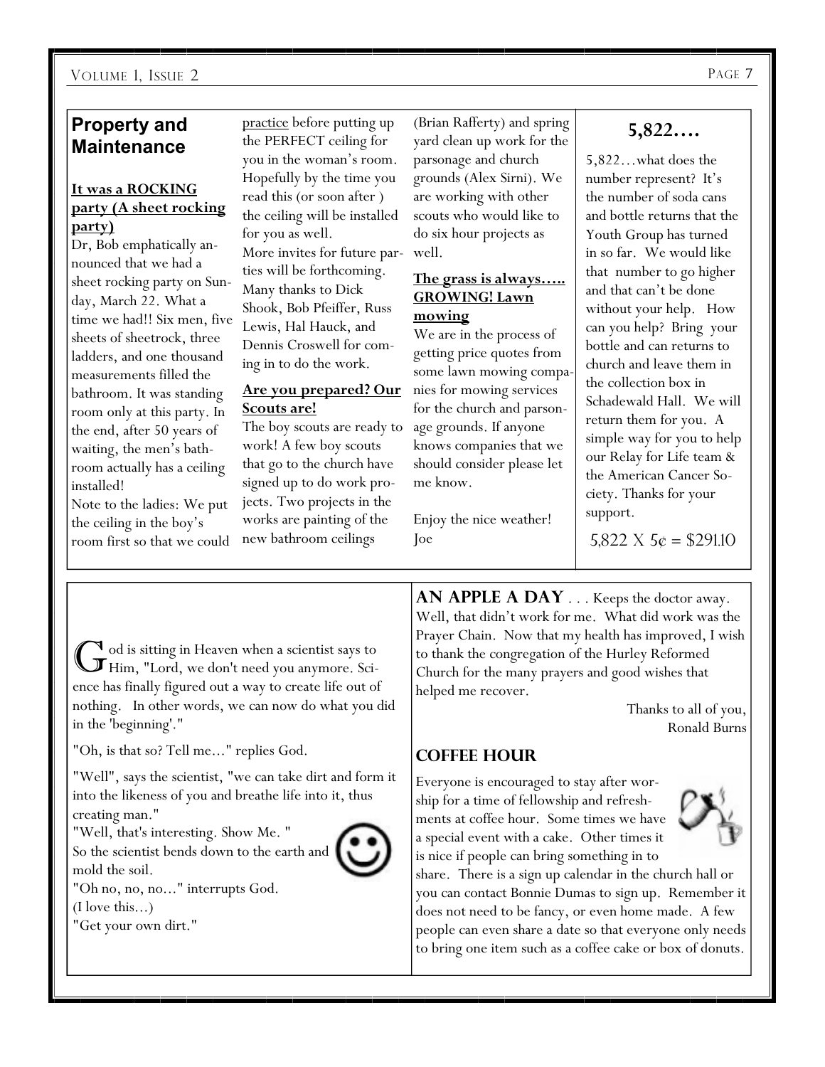## Property and Maintenance

**It was a ROCKING party (A sheet rocking party)**

Dr, Bob emphatically announced that we had a sheet rocking party on Sunday, March 22. What a time we had!! Six men, five sheets of sheetrock, three ladders, and one thousand measurements filled the bathroom. It was standing room only at this party. In the end, after 50 years of waiting, the men's bathroom actually has a ceiling installed!

Note to the ladies: We put the ceiling in the boy's room first so that we could practice before putting up the PERFECT ceiling for you in the woman's room. Hopefully by the time you read this (or soon after ) the ceiling will be installed for you as well.

More invites for future parties will be forthcoming. Many thanks to Dick Shook, Bob Pfeiffer, Russ Lewis, Hal Hauck, and Dennis Croswell for coming in to do the work.

**Are you prepared? Our Scouts are!**

The boy scouts are ready to work! A few boy scouts that go to the church have signed up to do work projects. Two projects in the works are painting of the new bathroom ceilings (Brian Rafferty) and spring yard clean up work for the parsonage and church grounds (Alex Sirni). We are working with other scouts who would like to do six hour projects as well.

**The grass is always….. GROWING! Lawn mowing**

We are in the process of getting price quotes from some lawn mowing companies for mowing services for the church and parsonage grounds. If anyone knows companies that we should consider please let me know.

Enjoy the nice weather!
Joe

## 5,822….

5,822…what does the number represent? It's the number of soda cans and bottle returns that the Youth Group has turned in so far. We would like that number to go higher and that can't be done without your help. How can you help? Bring your bottle and can returns to church and leave them in the collection box in Schadewald Hall. We will return them for you. A simple way for you to help our Relay for Life team & the American Cancer Society. Thanks for your support.

5,822 X 5¢ = $291.10

God is sitting in Heaven when a scientist says to Him, "Lord, we don't need you anymore. Science has finally figured out a way to create life out of nothing. In other words, we can now do what you did in the 'beginning'."

"Oh, is that so? Tell me..." replies God.

"Well", says the scientist, "we can take dirt and form it into the likeness of you and breathe life into it, thus creating man."

"Well, that's interesting. Show Me. "

So the scientist bends down to the earth and mold the soil.

"Oh no, no, no..." interrupts God.

(I love this...)

"Get your own dirt."

**AN APPLE A DAY** . . . Keeps the doctor away. Well, that didn't work for me. What did work was the Prayer Chain. Now that my health has improved, I wish to thank the congregation of the Hurley Reformed Church for the many prayers and good wishes that helped me recover.

Thanks to all of you,
Ronald Burns

## COFFEE HOUR

Everyone is encouraged to stay after worship for a time of fellowship and refreshments at coffee hour. Some times we have a special event with a cake. Other times it is nice if people can bring something in to share. There is a sign up calendar in the church hall or you can contact Bonnie Dumas to sign up. Remember it does not need to be fancy, or even home made. A few people can even share a date so that everyone only needs to bring one item such as a coffee cake or box of donuts.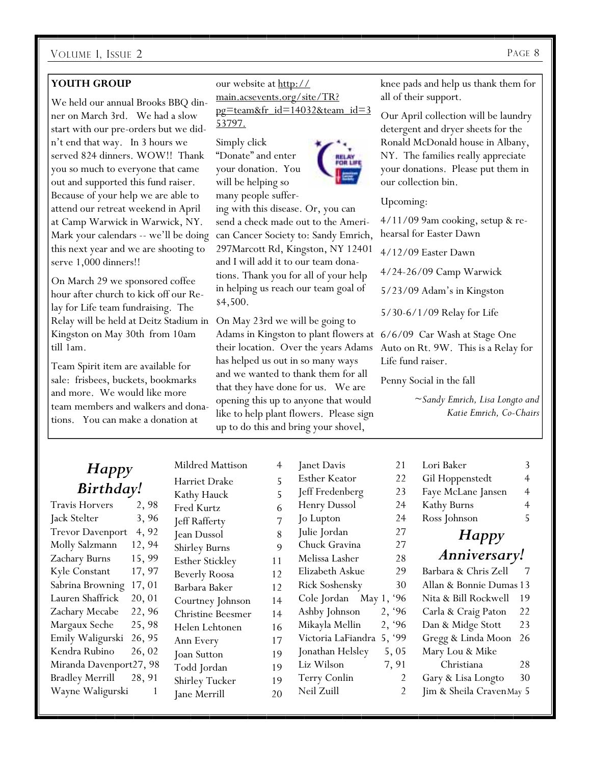## YOUTH GROUP

We held our annual Brooks BBQ dinner on March 3rd. We had a slow start with our pre-orders but we didn't end that way. In 3 hours we served 824 dinners. WOW!! Thank you so much to everyone that came out and supported this fund raiser. Because of your help we are able to attend our retreat weekend in April at Camp Warwick in Warwick, NY. Mark your calendars -- we'll be doing this next year and we are shooting to serve 1,000 dinners!!

On March 29 we sponsored coffee hour after church to kick off our Relay for Life team fundraising. The Relay will be held at Deitz Stadium in Kingston on May 30th from 10am till 1am.

Team Spirit item are available for sale: frisbees, buckets, bookmarks and more. We would like more team members and walkers and donations. You can make a donation at our website at http://main.acsevents.org/site/TR?pg=team&fr_id=14032&team_id=353797.

Simply click "Donate" and enter your donation. You will be helping so many people suffering with this disease. Or, you can send a check made out to the American Cancer Society to: Sandy Emrich, 297Marcott Rd, Kingston, NY 12401 and I will add it to our team donations. Thank you for all of your help in helping us reach our team goal of $4,500.

On May 23rd we will be going to Adams in Kingston to plant flowers at their location. Over the years Adams has helped us out in so many ways and we wanted to thank them for all that they have done for us. We are opening this up to anyone that would like to help plant flowers. Please sign up to do this and bring your shovel, knee pads and help us thank them for all of their support.

Our April collection will be laundry detergent and dryer sheets for the Ronald McDonald house in Albany, NY. The families really appreciate your donations. Please put them in our collection bin.

Upcoming:

4/11/09 9am cooking, setup & rehearsal for Easter Dawn

4/12/09 Easter Dawn

4/24-26/09 Camp Warwick

5/23/09 Adam's in Kingston

5/30-6/1/09 Relay for Life

6/6/09 Car Wash at Stage One Auto on Rt. 9W. This is a Relay for Life fund raiser.

Penny Social in the fall

*~Sandy Emrich, Lisa Longto and Katie Emrich, Co-Chairs*

## *Happy Birthday!*

| Name | Date |
|---|---|
| Travis Horvers | 2, 98 |
| Jack Stelter | 3, 96 |
| Trevor Davenport | 4, 92 |
| Molly Salzmann | 12, 94 |
| Zachary Burns | 15, 99 |
| Kyle Constant | 17, 97 |
| Sabrina Browning | 17, 01 |
| Lauren Shaffrick | 20, 01 |
| Zachary Mecabe | 22, 96 |
| Margaux Seche | 25, 98 |
| Emily Waligurski | 26, 95 |
| Kendra Rubino | 26, 02 |
| Miranda Davenport | 27, 98 |
| Bradley Merrill | 28, 91 |
| Wayne Waligurski | 1 |
| Mildred Mattison | 4 |
| Harriet Drake | 5 |
| Kathy Hauck | 5 |
| Fred Kurtz | 6 |
| Jeff Rafferty | 7 |
| Jean Dussol | 8 |
| Shirley Burns | 9 |
| Esther Stickley | 11 |
| Beverly Roosa | 12 |
| Barbara Baker | 12 |
| Courtney Johnson | 14 |
| Christine Beesmer | 14 |
| Helen Lehtonen | 16 |
| Ann Every | 17 |
| Joan Sutton | 19 |
| Todd Jordan | 19 |
| Shirley Tucker | 19 |
| Jane Merrill | 20 |
| Janet Davis | 21 |
| Esther Keator | 22 |
| Jeff Fredenberg | 23 |
| Henry Dussol | 24 |
| Jo Lupton | 24 |
| Julie Jordan | 27 |
| Chuck Gravina | 27 |
| Melissa Lasher | 28 |
| Elizabeth Askue | 29 |
| Rick Soshensky | 30 |
| Cole Jordan | May 1, '96 |
| Ashby Johnson | 2, '96 |
| Mikayla Mellin | 2, '96 |
| Victoria LaFiandra | 5, '99 |
| Jonathan Helsley | 5, 05 |
| Liz Wilson | 7, 91 |
| Terry Conlin | 2 |
| Neil Zuill | 2 |
| Lori Baker | 3 |
| Gil Hoppenstedt | 4 |
| Faye McLane Jansen | 4 |
| Kathy Burns | 4 |
| Ross Johnson | 5 |

## *Happy Anniversary!*

| Names | Date |
|---|---|
| Barbara & Chris Zell | 7 |
| Allan & Bonnie Dumas | 13 |
| Nita & Bill Rockwell | 19 |
| Carla & Craig Paton | 22 |
| Dan & Midge Stott | 23 |
| Gregg & Linda Moon | 26 |
| Mary Lou & Mike Christiana | 28 |
| Gary & Lisa Longto | 30 |
| Jim & Sheila Craven | May 5 |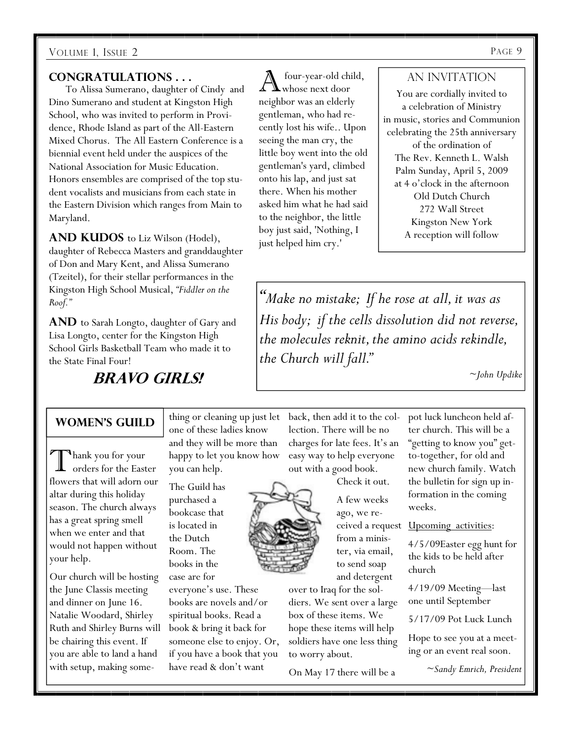## CONGRATULATIONS . . .

To Alissa Sumerano, daughter of Cindy and Dino Sumerano and student at Kingston High School, who was invited to perform in Providence, Rhode Island as part of the All-Eastern Mixed Chorus. The All Eastern Conference is a biennial event held under the auspices of the National Association for Music Education. Honors ensembles are comprised of the top student vocalists and musicians from each state in the Eastern Division which ranges from Main to Maryland.

**AND KUDOS** to Liz Wilson (Hodel), daughter of Rebecca Masters and granddaughter of Don and Mary Kent, and Alissa Sumerano (Tzeitel), for their stellar performances in the Kingston High School Musical, *"Fiddler on the Roof."*

**AND** to Sarah Longto, daughter of Gary and Lisa Longto, center for the Kingston High School Girls Basketball Team who made it to the State Final Four!

***BRAVO GIRLS!***

A four-year-old child, whose next door neighbor was an elderly gentleman, who had recently lost his wife.. Upon seeing the man cry, the little boy went into the old gentleman's yard, climbed onto his lap, and just sat there. When his mother asked him what he had said to the neighbor, the little boy just said, 'Nothing, I just helped him cry.'

### AN INVITATION

You are cordially invited to
a celebration of Ministry
in music, stories and Communion
celebrating the 25th anniversary
of the ordination of
The Rev. Kenneth L. Walsh
Palm Sunday, April 5, 2009
at 4 o'clock in the afternoon
Old Dutch Church
272 Wall Street
Kingston New York
A reception will follow

*"Make no mistake; If he rose at all, it was as His body; if the cells dissolution did not reverse, the molecules reknit, the amino acids rekindle, the Church will fall."*

*~John Updike*

## WOMEN'S GUILD

Thank you for your orders for the Easter flowers that will adorn our altar during this holiday season. The church always has a great spring smell when we enter and that would not happen without your help.

Our church will be hosting the June Classis meeting and dinner on June 16. Natalie Woodard, Shirley Ruth and Shirley Burns will be chairing this event. If you are able to land a hand with setup, making something or cleaning up just let one of these ladies know and they will be more than happy to let you know how you can help.

The Guild has purchased a bookcase that is located in the Dutch Room. The books in the case are for everyone's use. These books are novels and/or spiritual books. Read a book & bring it back for someone else to enjoy. Or, if you have a book that you have read & don't want back, then add it to the collection. There will be no charges for late fees. It's an easy way to help everyone out with a good book.

Check it out.

A few weeks ago, we received a request from a minister, via email, to send soap and detergent over to Iraq for the soldiers. We sent over a large box of these items. We hope these items will help soldiers have one less thing to worry about.

On May 17 there will be a pot luck luncheon held after church. This will be a "getting to know you" get-to-gether, for old and new church family. Watch the bulletin for sign up information in the coming weeks.

Upcoming activities:

4/5/09Easter egg hunt for the kids to be held after church

4/19/09 Meeting—last one until September

5/17/09 Pot Luck Lunch

Hope to see you at a meeting or an event real soon.

*~Sandy Emrich, President*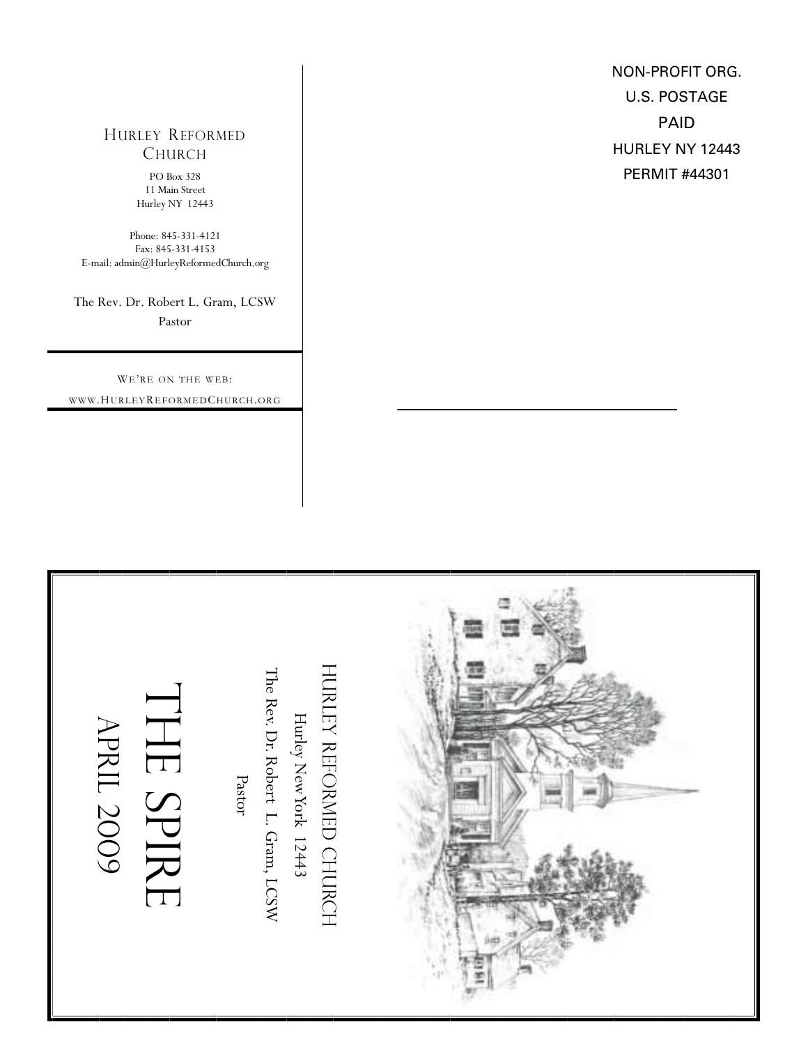# Hurley Reformed Church

PO Box 328
11 Main Street
Hurley NY 12443

Phone: 845-331-4121
Fax: 845-331-4153
E-mail: admin@HurleyReformedChurch.org

The Rev. Dr. Robert L. Gram, LCSW
Pastor

WE'RE ON THE WEB:
WWW.HURLEYREFORMEDCHURCH.ORG

NON-PROFIT ORG.
U.S. POSTAGE
PAID
HURLEY NY 12443
PERMIT #44301

# THE SPIRE

## APRIL 2009

HURLEY REFORMED CHURCH
Hurley New York 12443
The Rev. Dr. Robert L. Gram, LCSW
Pastor